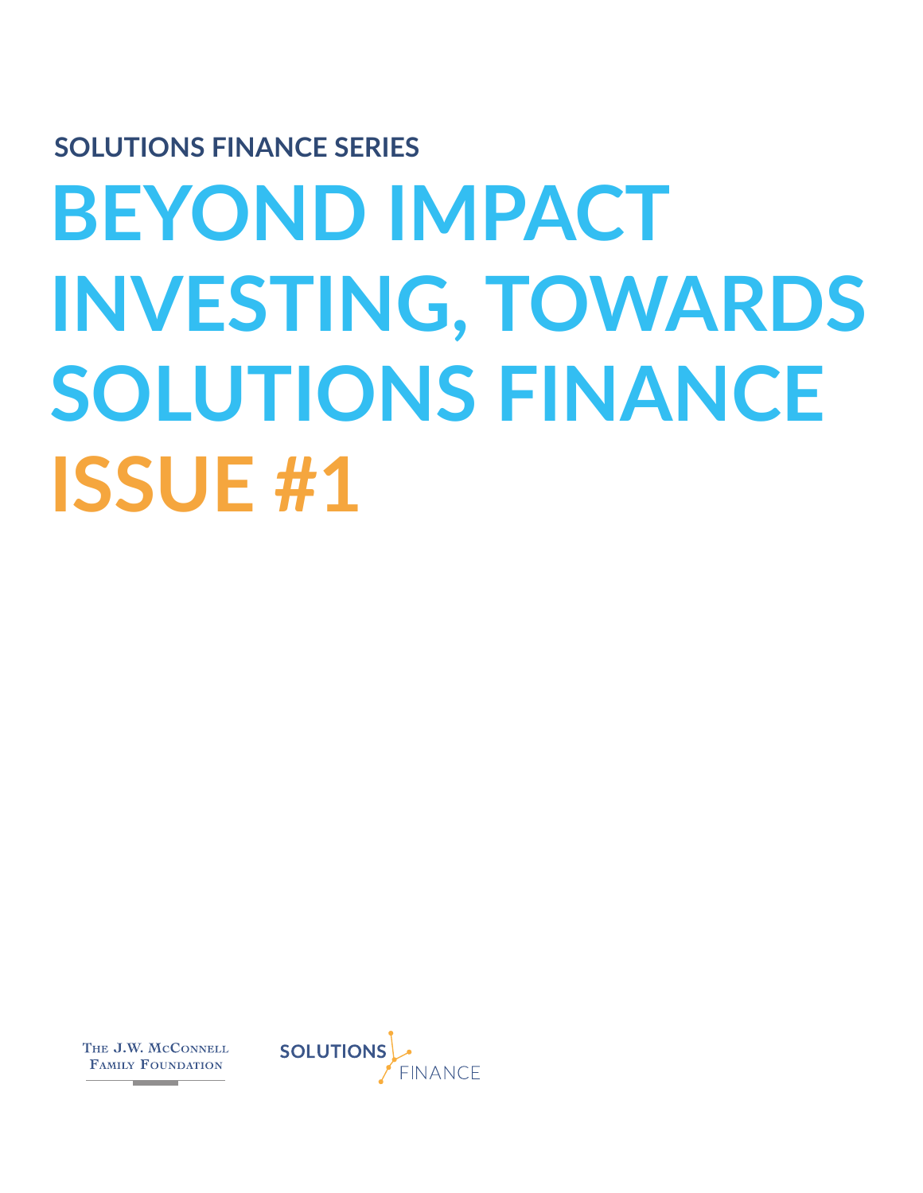**SOLUTIONS FINANCE SERIES**

# BEYOND IMPACT INVESTING, TOWARDS SOLUTIONS FINANCE

# ISSUE #1

THE J.W. MCCONNELL FAMILY FOUNDATION

SOLUTIONS FINANCE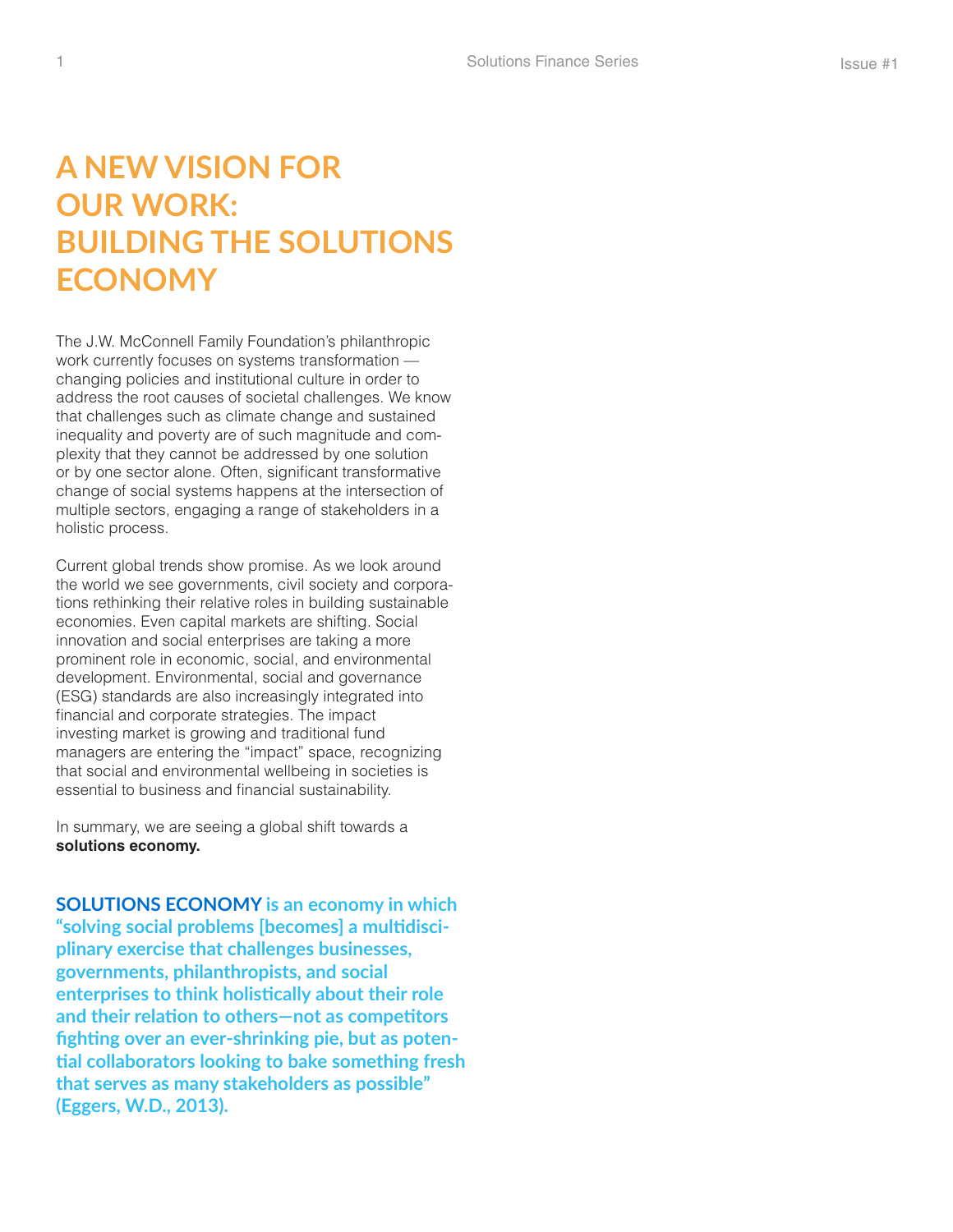# A NEW VISION FOR OUR WORK: BUILDING THE SOLUTIONS ECONOMY

The J.W. McConnell Family Foundation's philanthropic work currently focuses on systems transformation — changing policies and institutional culture in order to address the root causes of societal challenges. We know that challenges such as climate change and sustained inequality and poverty are of such magnitude and complexity that they cannot be addressed by one solution or by one sector alone. Often, significant transformative change of social systems happens at the intersection of multiple sectors, engaging a range of stakeholders in a holistic process.

Current global trends show promise. As we look around the world we see governments, civil society and corporations rethinking their relative roles in building sustainable economies. Even capital markets are shifting. Social innovation and social enterprises are taking a more prominent role in economic, social, and environmental development. Environmental, social and governance (ESG) standards are also increasingly integrated into financial and corporate strategies. The impact investing market is growing and traditional fund managers are entering the "impact" space, recognizing that social and environmental wellbeing in societies is essential to business and financial sustainability.

In summary, we are seeing a global shift towards a **solutions economy.**

**SOLUTIONS ECONOMY is an economy in which "solving social problems [becomes] a multidisciplinary exercise that challenges businesses, governments, philanthropists, and social enterprises to think holistically about their role and their relation to others—not as competitors fighting over an ever-shrinking pie, but as potential collaborators looking to bake something fresh that serves as many stakeholders as possible" (Eggers, W.D., 2013).**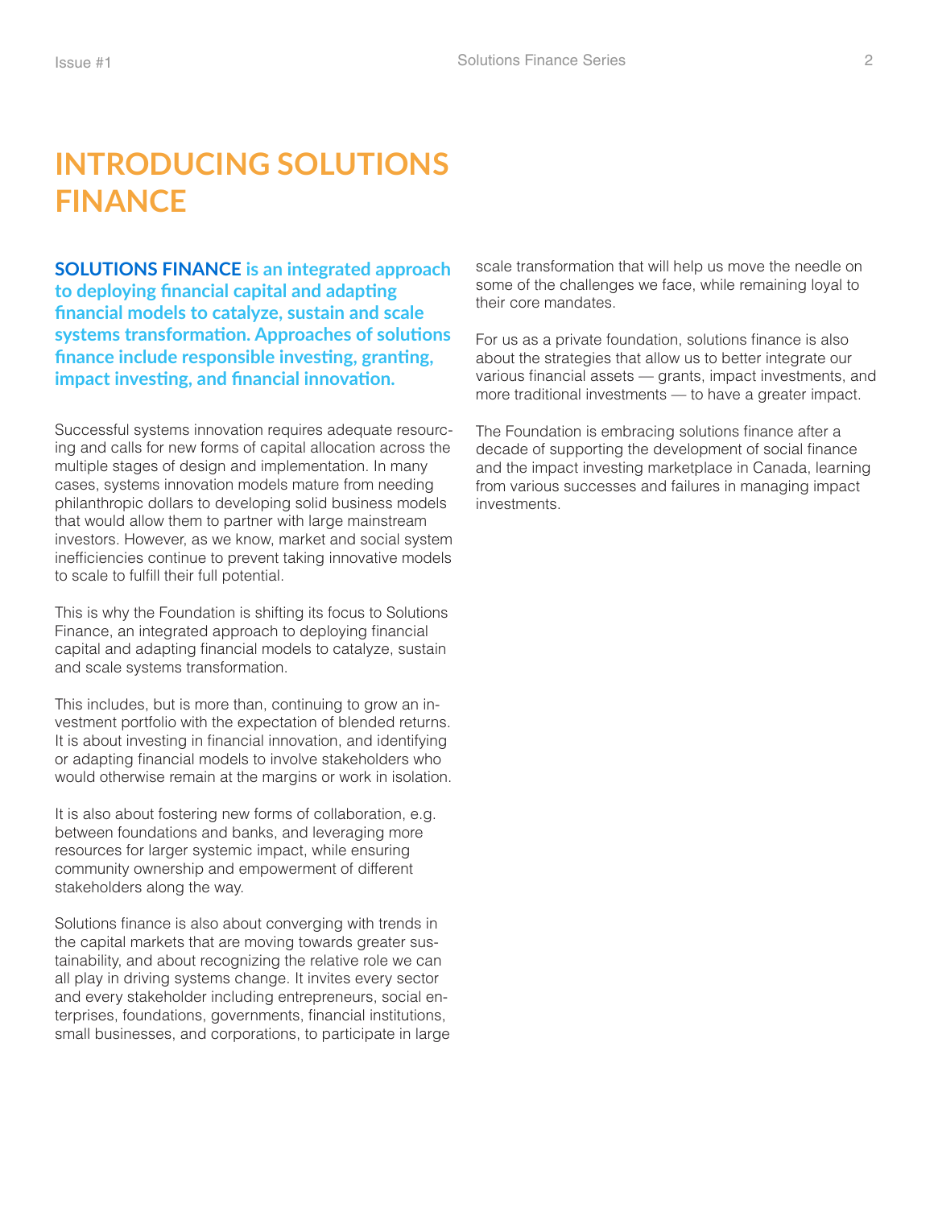# INTRODUCING SOLUTIONS FINANCE

**SOLUTIONS FINANCE is an integrated approach to deploying financial capital and adapting financial models to catalyze, sustain and scale systems transformation. Approaches of solutions finance include responsible investing, granting, impact investing, and financial innovation.**

Successful systems innovation requires adequate resourcing and calls for new forms of capital allocation across the multiple stages of design and implementation. In many cases, systems innovation models mature from needing philanthropic dollars to developing solid business models that would allow them to partner with large mainstream investors. However, as we know, market and social system inefficiencies continue to prevent taking innovative models to scale to fulfill their full potential.

This is why the Foundation is shifting its focus to Solutions Finance, an integrated approach to deploying financial capital and adapting financial models to catalyze, sustain and scale systems transformation.

This includes, but is more than, continuing to grow an investment portfolio with the expectation of blended returns. It is about investing in financial innovation, and identifying or adapting financial models to involve stakeholders who would otherwise remain at the margins or work in isolation.

It is also about fostering new forms of collaboration, e.g. between foundations and banks, and leveraging more resources for larger systemic impact, while ensuring community ownership and empowerment of different stakeholders along the way.

Solutions finance is also about converging with trends in the capital markets that are moving towards greater sustainability, and about recognizing the relative role we can all play in driving systems change. It invites every sector and every stakeholder including entrepreneurs, social enterprises, foundations, governments, financial institutions, small businesses, and corporations, to participate in large scale transformation that will help us move the needle on some of the challenges we face, while remaining loyal to their core mandates.

For us as a private foundation, solutions finance is also about the strategies that allow us to better integrate our various financial assets — grants, impact investments, and more traditional investments — to have a greater impact.

The Foundation is embracing solutions finance after a decade of supporting the development of social finance and the impact investing marketplace in Canada, learning from various successes and failures in managing impact investments.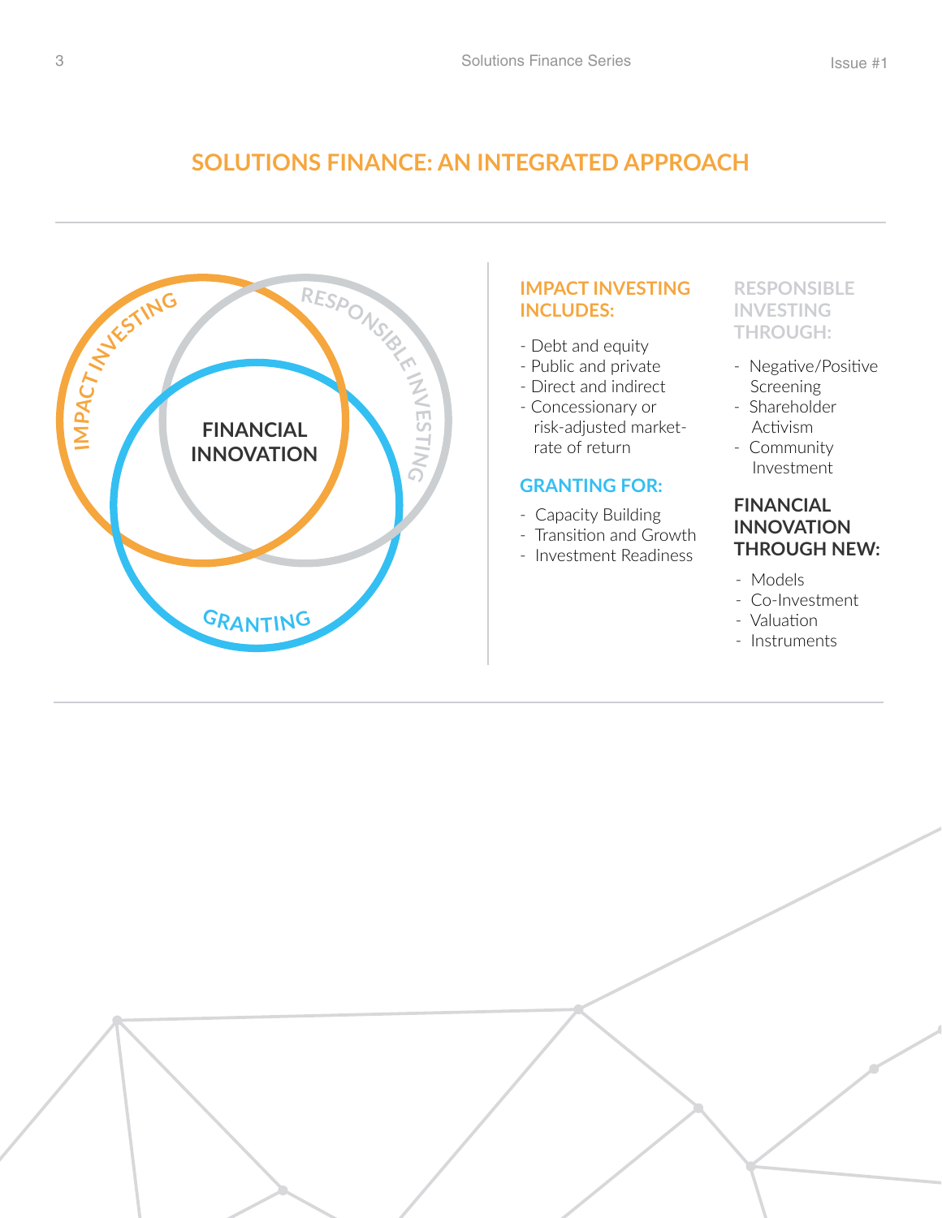## SOLUTIONS FINANCE: AN INTEGRATED APPROACH

IMPACT INVESTING

RESPONSIBLE INVESTING

FINANCIAL INNOVATION

GRANTING

### IMPACT INVESTING INCLUDES:

- Debt and equity
- Public and private
- Direct and indirect
- Concessionary or risk-adjusted market-rate of return

### GRANTING FOR:

- Capacity Building
- Transition and Growth
- Investment Readiness

### RESPONSIBLE INVESTING THROUGH:

- Negative/Positive Screening
- Shareholder Activism
- Community Investment

### FINANCIAL INNOVATION THROUGH NEW:

- Models
- Co-Investment
- Valuation
- Instruments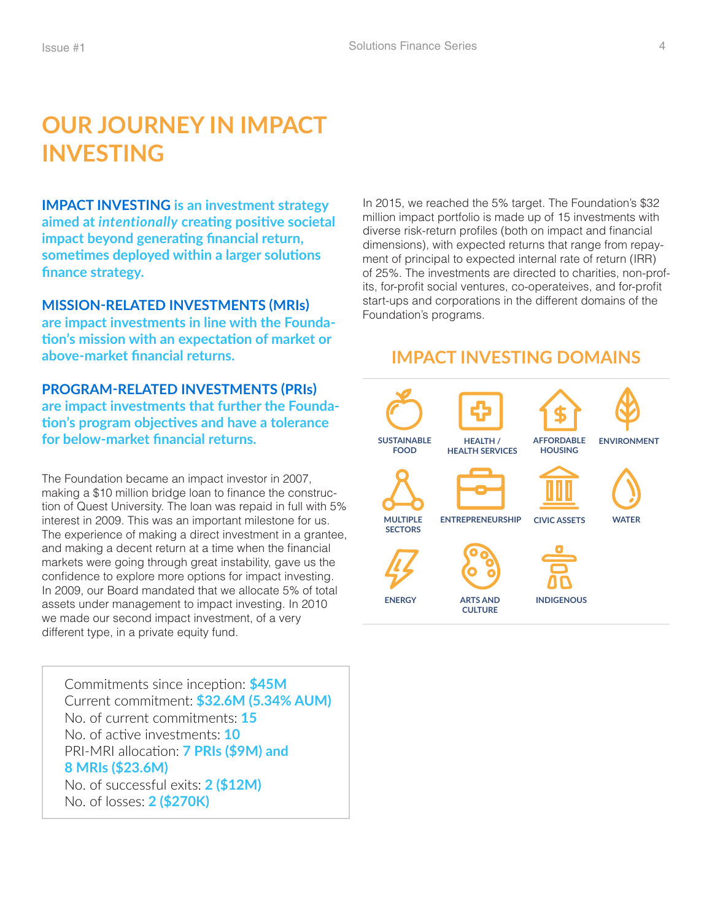# OUR JOURNEY IN IMPACT INVESTING

**IMPACT INVESTING is an investment strategy aimed at *intentionally* creating positive societal impact beyond generating financial return, sometimes deployed within a larger solutions finance strategy.**

**MISSION-RELATED INVESTMENTS (MRIs) are impact investments in line with the Foundation's mission with an expectation of market or above-market financial returns.**

**PROGRAM-RELATED INVESTMENTS (PRIs) are impact investments that further the Foundation's program objectives and have a tolerance for below-market financial returns.**

The Foundation became an impact investor in 2007, making a $10 million bridge loan to finance the construction of Quest University. The loan was repaid in full with 5% interest in 2009. This was an important milestone for us. The experience of making a direct investment in a grantee, and making a decent return at a time when the financial markets were going through great instability, gave us the confidence to explore more options for impact investing. In 2009, our Board mandated that we allocate 5% of total assets under management to impact investing. In 2010 we made our second impact investment, of a very different type, in a private equity fund.

Commitments since inception: **$45M**
Current commitment: **$32.6M (5.34% AUM)**
No. of current commitments: **15**
No. of active investments: **10**
PRI-MRI allocation: **7 PRIs ($9M) and 8 MRIs ($23.6M)**
No. of successful exits: **2 ($12M)**
No. of losses: **2 ($270K)**

In 2015, we reached the 5% target. The Foundation's $32 million impact portfolio is made up of 15 investments with diverse risk-return profiles (both on impact and financial dimensions), with expected returns that range from repayment of principal to expected internal rate of return (IRR) of 25%. The investments are directed to charities, non-profits, for-profit social ventures, co-operateives, and for-profit start-ups and corporations in the different domains of the Foundation's programs.

## IMPACT INVESTING DOMAINS

- SUSTAINABLE FOOD
- HEALTH / HEALTH SERVICES
- AFFORDABLE HOUSING
- ENVIRONMENT
- MULTIPLE SECTORS
- ENTREPRENEURSHIP
- CIVIC ASSETS
- WATER
- ENERGY
- ARTS AND CULTURE
- INDIGENOUS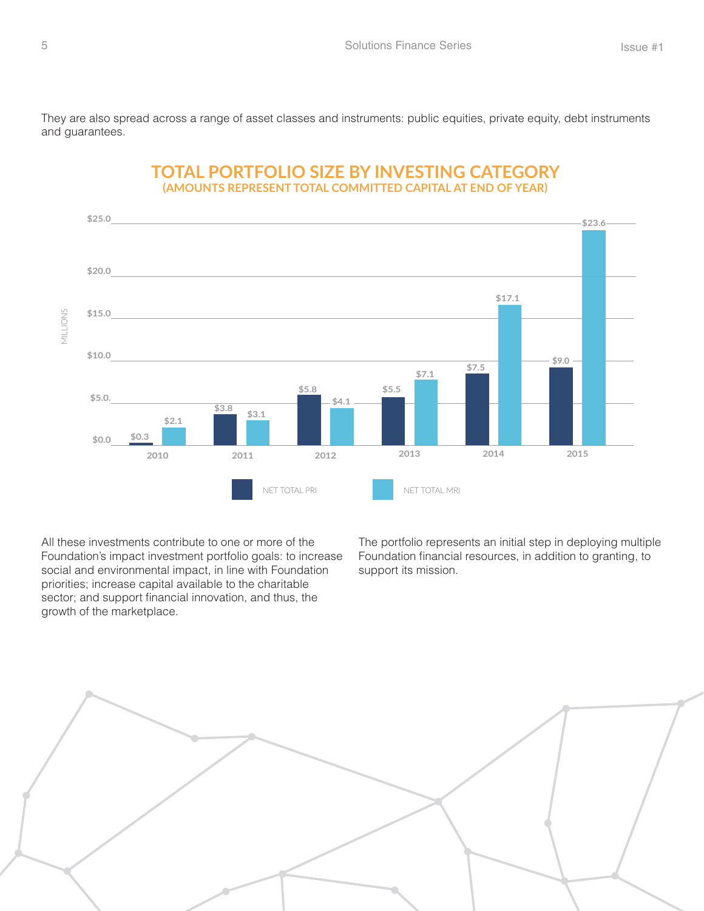They are also spread across a range of asset classes and instruments: public equities, private equity, debt instruments and guarantees.

## TOTAL PORTFOLIO SIZE BY INVESTING CATEGORY
### (AMOUNTS REPRESENT TOTAL COMMITTED CAPITAL AT END OF YEAR)

| Year | NET TOTAL PRI (MILLIONS) | NET TOTAL MRI (MILLIONS) |
|---|---|---|
| 2010 | $0.3 | $2.1 |
| 2011 | $3.8 | $3.1 |
| 2012 | $5.8 | $4.1 |
| 2013 | $5.5 | $7.1 |
| 2014 | $7.5 | $17.1 |
| 2015 | $9.0 | $23.6 |

All these investments contribute to one or more of the Foundation's impact investment portfolio goals: to increase social and environmental impact, in line with Foundation priorities; increase capital available to the charitable sector; and support financial innovation, and thus, the growth of the marketplace.

The portfolio represents an initial step in deploying multiple Foundation financial resources, in addition to granting, to support its mission.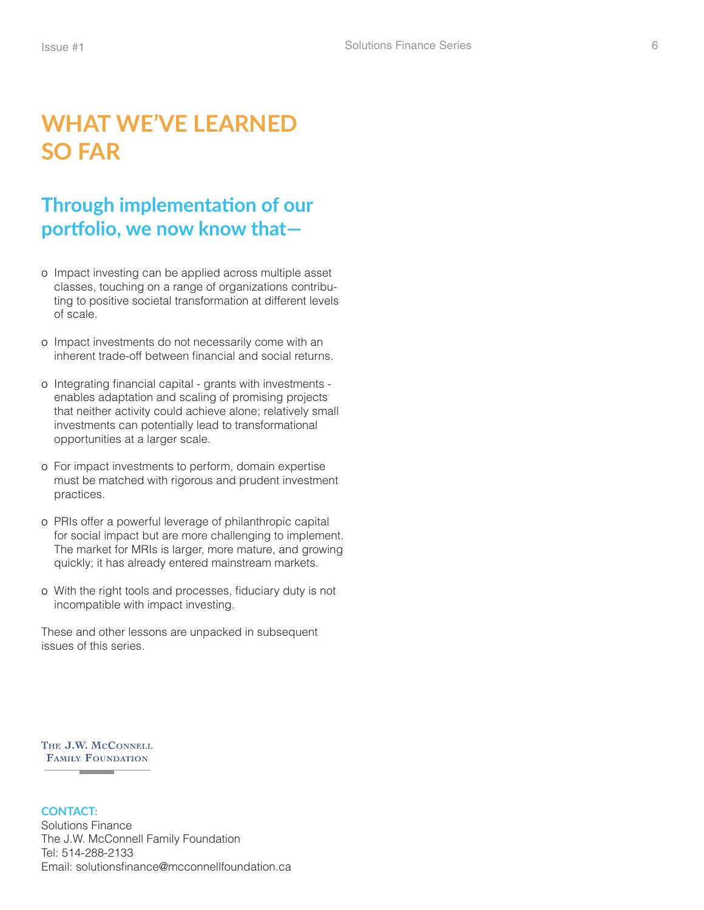# WHAT WE'VE LEARNED SO FAR

## Through implementation of our portfolio, we now know that—

- Impact investing can be applied across multiple asset classes, touching on a range of organizations contributing to positive societal transformation at different levels of scale.
- Impact investments do not necessarily come with an inherent trade-off between financial and social returns.
- Integrating financial capital - grants with investments - enables adaptation and scaling of promising projects that neither activity could achieve alone; relatively small investments can potentially lead to transformational opportunities at a larger scale.
- For impact investments to perform, domain expertise must be matched with rigorous and prudent investment practices.
- PRIs offer a powerful leverage of philanthropic capital for social impact but are more challenging to implement. The market for MRIs is larger, more mature, and growing quickly; it has already entered mainstream markets.
- With the right tools and processes, fiduciary duty is not incompatible with impact investing.

These and other lessons are unpacked in subsequent issues of this series.

The J.W. McConnell Family Foundation

**CONTACT:**
Solutions Finance
The J.W. McConnell Family Foundation
Tel: 514-288-2133
Email: solutionsfinance@mcconnellfoundation.ca